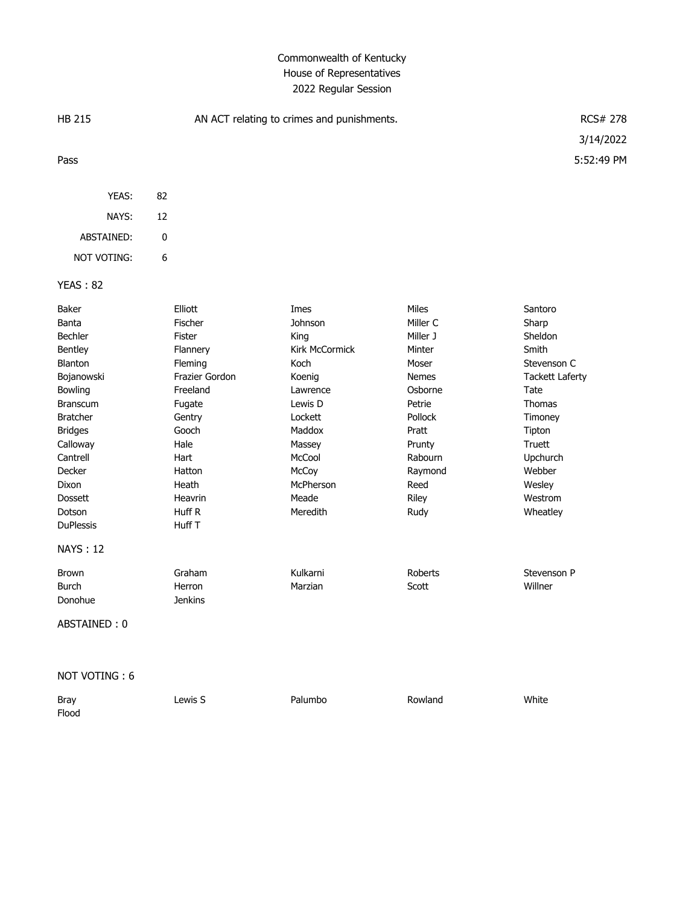# Commonwealth of Kentucky
## House of Representatives
### 2022 Regular Session

**HB 215** — AN ACT relating to crimes and punishments. — RCS# 278

3/14/2022

Pass — 5:52:49 PM

| | |
|---|---|
| YEAS: | 82 |
| NAYS: | 12 |
| ABSTAINED: | 0 |
| NOT VOTING: | 6 |

**YEAS : 82**

| | | | | |
|---|---|---|---|---|
| Baker | Elliott | Imes | Miles | Santoro |
| Banta | Fischer | Johnson | Miller C | Sharp |
| Bechler | Fister | King | Miller J | Sheldon |
| Bentley | Flannery | Kirk McCormick | Minter | Smith |
| Blanton | Fleming | Koch | Moser | Stevenson C |
| Bojanowski | Frazier Gordon | Koenig | Nemes | Tackett Laferty |
| Bowling | Freeland | Lawrence | Osborne | Tate |
| Branscum | Fugate | Lewis D | Petrie | Thomas |
| Bratcher | Gentry | Lockett | Pollock | Timoney |
| Bridges | Gooch | Maddox | Pratt | Tipton |
| Calloway | Hale | Massey | Prunty | Truett |
| Cantrell | Hart | McCool | Rabourn | Upchurch |
| Decker | Hatton | McCoy | Raymond | Webber |
| Dixon | Heath | McPherson | Reed | Wesley |
| Dossett | Heavrin | Meade | Riley | Westrom |
| Dotson | Huff R | Meredith | Rudy | Wheatley |
| DuPlessis | Huff T | | | |

**NAYS : 12**

| | | | | |
|---|---|---|---|---|
| Brown | Graham | Kulkarni | Roberts | Stevenson P |
| Burch | Herron | Marzian | Scott | Willner |
| Donohue | Jenkins | | | |

**ABSTAINED : 0**

**NOT VOTING : 6**

| | | | | |
|---|---|---|---|---|
| Bray | Lewis S | Palumbo | Rowland | White |
| Flood | | | | |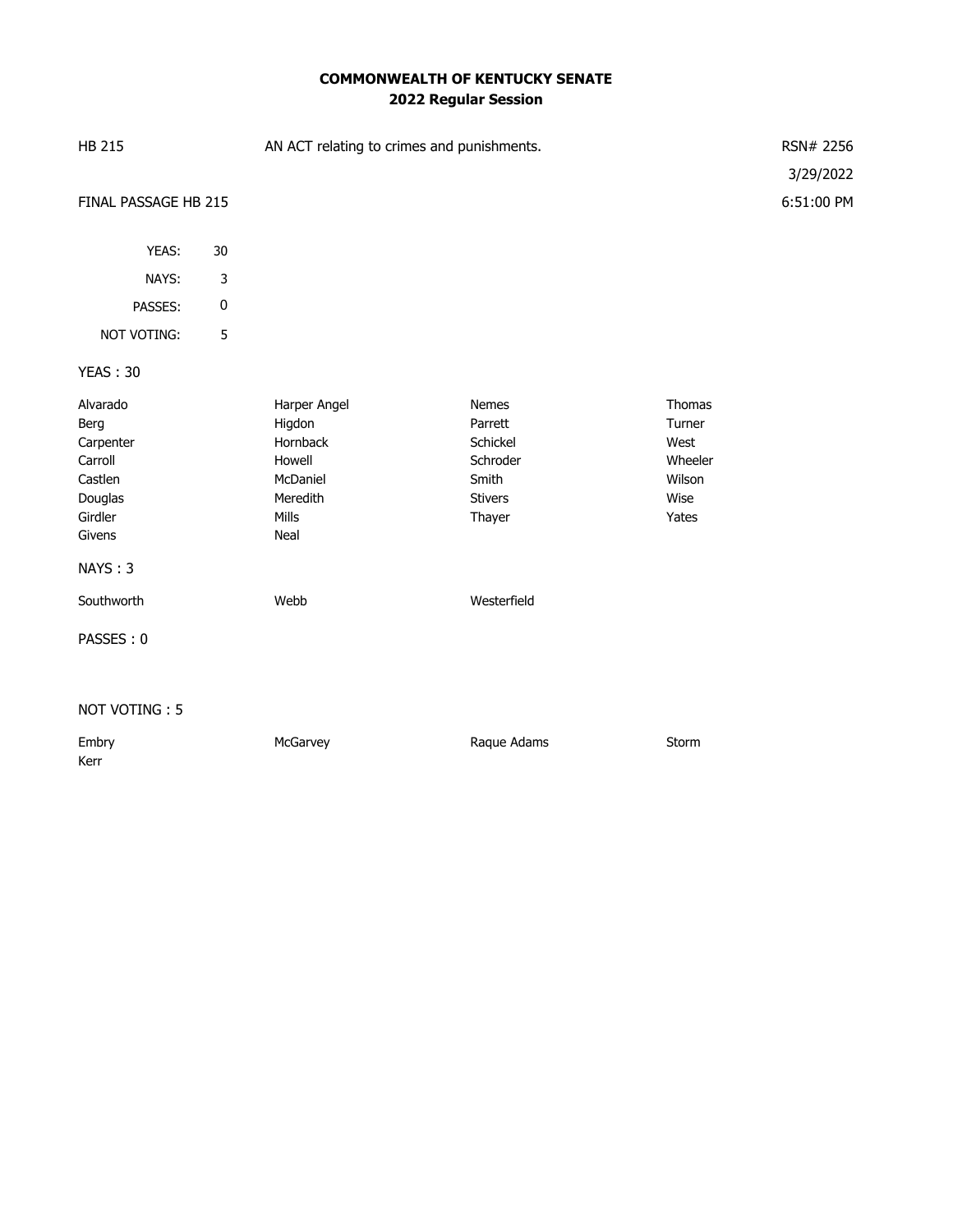# COMMONWEALTH OF KENTUCKY SENATE
## 2022 Regular Session

| | | |
|---|---|---|
| HB 215 | AN ACT relating to crimes and punishments. | RSN# 2256 |
| | | 3/29/2022 |
| FINAL PASSAGE HB 215 | | 6:51:00 PM |

| | |
|---|---|
| YEAS: | 30 |
| NAYS: | 3 |
| PASSES: | 0 |
| NOT VOTING: | 5 |

YEAS : 30

| | | | |
|---|---|---|---|
| Alvarado | Harper Angel | Nemes | Thomas |
| Berg | Higdon | Parrett | Turner |
| Carpenter | Hornback | Schickel | West |
| Carroll | Howell | Schroder | Wheeler |
| Castlen | McDaniel | Smith | Wilson |
| Douglas | Meredith | Stivers | Wise |
| Girdler | Mills | Thayer | Yates |
| Givens | Neal | | |

NAYS : 3

| | | |
|---|---|---|
| Southworth | Webb | Westerfield |

PASSES : 0

NOT VOTING : 5

| | | | |
|---|---|---|---|
| Embry | McGarvey | Raque Adams | Storm |
| Kerr | | | |